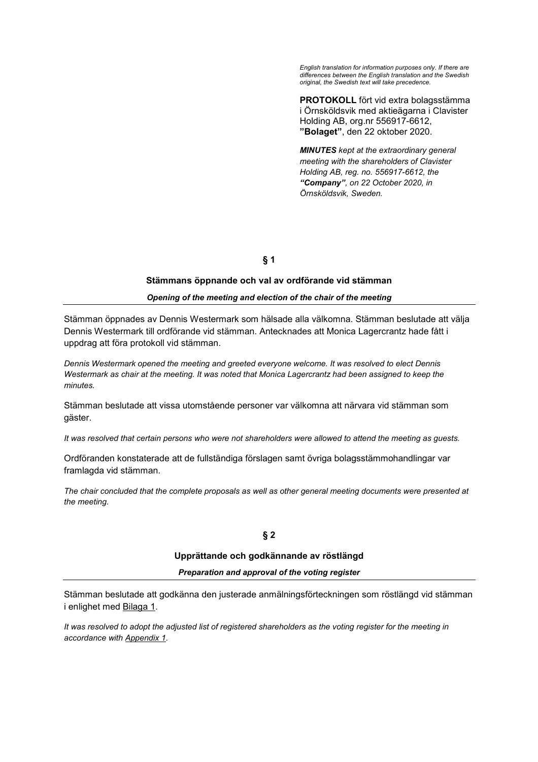*English translation for information purposes only. If there are differences between the English translation and the Swedish original, the Swedish text will take precedence.*

**PROTOKOLL** fört vid extra bolagsstämma i Örnsköldsvik med aktieägarna i Clavister Holding AB, org.nr 556917-6612, **”Bolaget”**, den 22 oktober 2020.

***MINUTES** kept at the extraordinary general meeting with the shareholders of Clavister Holding AB, reg. no. 556917-6612, the **“Company”**, on 22 October 2020, in Örnsköldsvik, Sweden.*

## § 1

### Stämmans öppnande och val av ordförande vid stämman

***Opening of the meeting and election of the chair of the meeting***

Stämman öppnades av Dennis Westermark som hälsade alla välkomna. Stämman beslutade att välja Dennis Westermark till ordförande vid stämman. Antecknades att Monica Lagercrantz hade fått i uppdrag att föra protokoll vid stämman.

*Dennis Westermark opened the meeting and greeted everyone welcome. It was resolved to elect Dennis Westermark as chair at the meeting. It was noted that Monica Lagercrantz had been assigned to keep the minutes.*

Stämman beslutade att vissa utomstående personer var välkomna att närvara vid stämman som gäster.

*It was resolved that certain persons who were not shareholders were allowed to attend the meeting as guests.*

Ordföranden konstaterade att de fullständiga förslagen samt övriga bolagsstämmohandlingar var framlagda vid stämman.

*The chair concluded that the complete proposals as well as other general meeting documents were presented at the meeting.*

## § 2

### Upprättande och godkännande av röstlängd

***Preparation and approval of the voting register***

Stämman beslutade att godkänna den justerade anmälningsförteckningen som röstlängd vid stämman i enlighet med Bilaga 1.

*It was resolved to adopt the adjusted list of registered shareholders as the voting register for the meeting in accordance with Appendix 1.*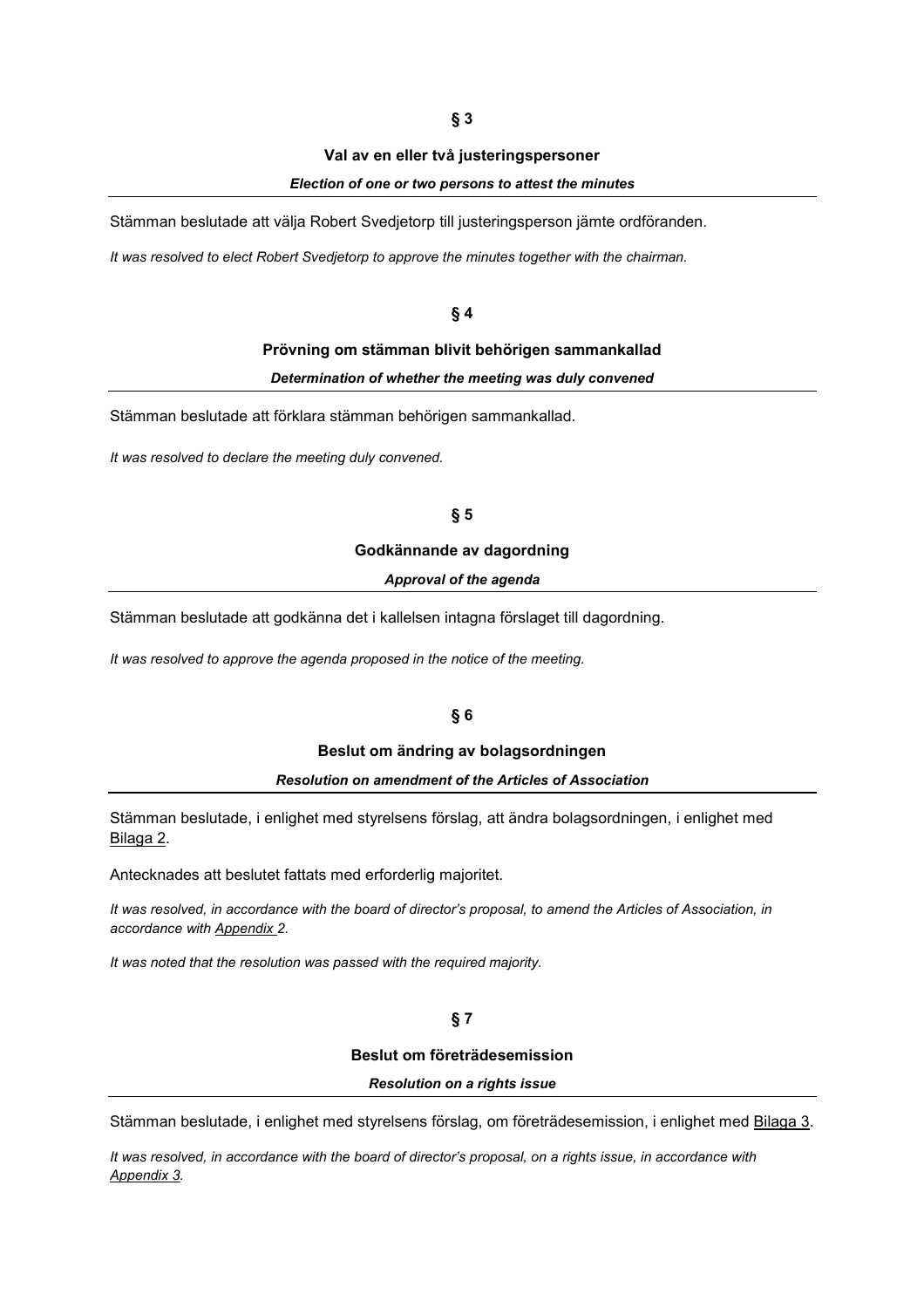**§ 3**

**Val av en eller två justeringspersoner**

***Election of one or two persons to attest the minutes***

Stämman beslutade att välja Robert Svedjetorp till justeringsperson jämte ordföranden.

*It was resolved to elect Robert Svedjetorp to approve the minutes together with the chairman.*

**§ 4**

**Prövning om stämman blivit behörigen sammankallad**

***Determination of whether the meeting was duly convened***

Stämman beslutade att förklara stämman behörigen sammankallad.

*It was resolved to declare the meeting duly convened.*

**§ 5**

**Godkännande av dagordning**

***Approval of the agenda***

Stämman beslutade att godkänna det i kallelsen intagna förslaget till dagordning.

*It was resolved to approve the agenda proposed in the notice of the meeting.*

**§ 6**

**Beslut om ändring av bolagsordningen**

***Resolution on amendment of the Articles of Association***

Stämman beslutade, i enlighet med styrelsens förslag, att ändra bolagsordningen, i enlighet med Bilaga 2.

Antecknades att beslutet fattats med erforderlig majoritet.

*It was resolved, in accordance with the board of director's proposal, to amend the Articles of Association, in accordance with Appendix 2.*

*It was noted that the resolution was passed with the required majority.*

**§ 7**

**Beslut om företrädesemission**

***Resolution on a rights issue***

Stämman beslutade, i enlighet med styrelsens förslag, om företrädesemission, i enlighet med Bilaga 3.

*It was resolved, in accordance with the board of director's proposal, on a rights issue, in accordance with Appendix 3.*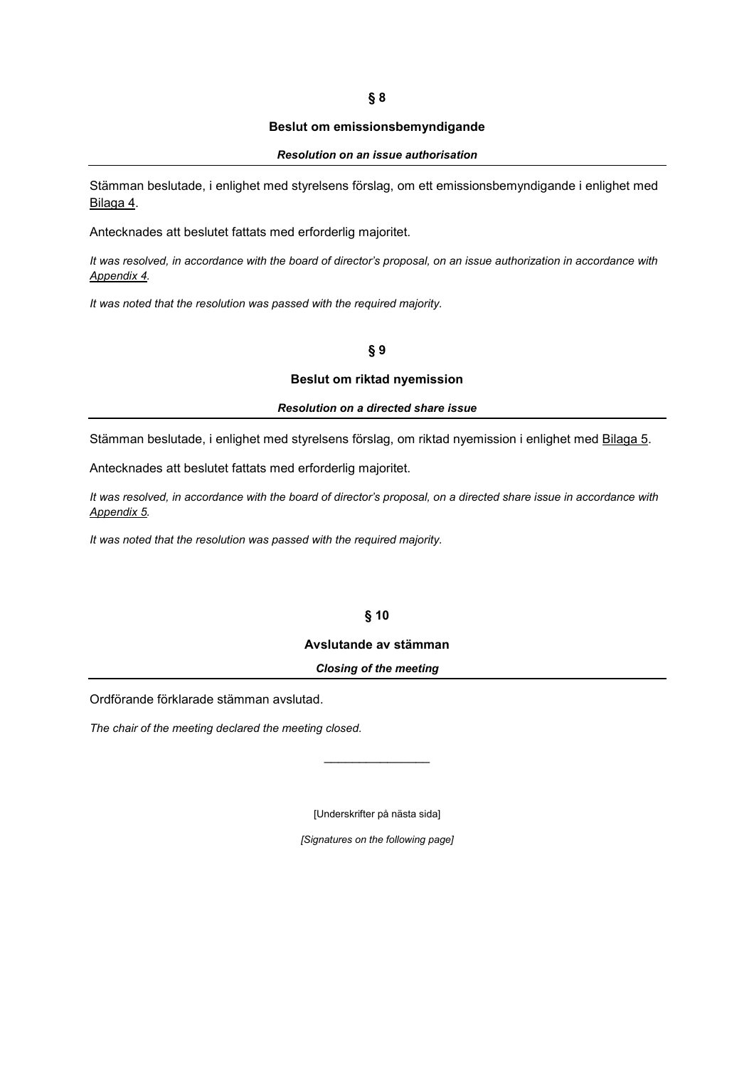## § 8

### Beslut om emissionsbemyndigande

***Resolution on an issue authorisation***

---

Stämman beslutade, i enlighet med styrelsens förslag, om ett emissionsbemyndigande i enlighet med Bilaga 4.

Antecknades att beslutet fattats med erforderlig majoritet.

*It was resolved, in accordance with the board of director's proposal, on an issue authorization in accordance with Appendix 4.*

*It was noted that the resolution was passed with the required majority.*

## § 9

### Beslut om riktad nyemission

***Resolution on a directed share issue***

---

Stämman beslutade, i enlighet med styrelsens förslag, om riktad nyemission i enlighet med Bilaga 5.

Antecknades att beslutet fattats med erforderlig majoritet.

*It was resolved, in accordance with the board of director's proposal, on a directed share issue in accordance with Appendix 5.*

*It was noted that the resolution was passed with the required majority.*

## § 10

### Avslutande av stämman

***Closing of the meeting***

---

Ordförande förklarade stämman avslutad.

*The chair of the meeting declared the meeting closed.*

\_\_\_\_\_\_\_\_\_\_\_\_\_\_\_\_

[Underskrifter på nästa sida]

*[Signatures on the following page]*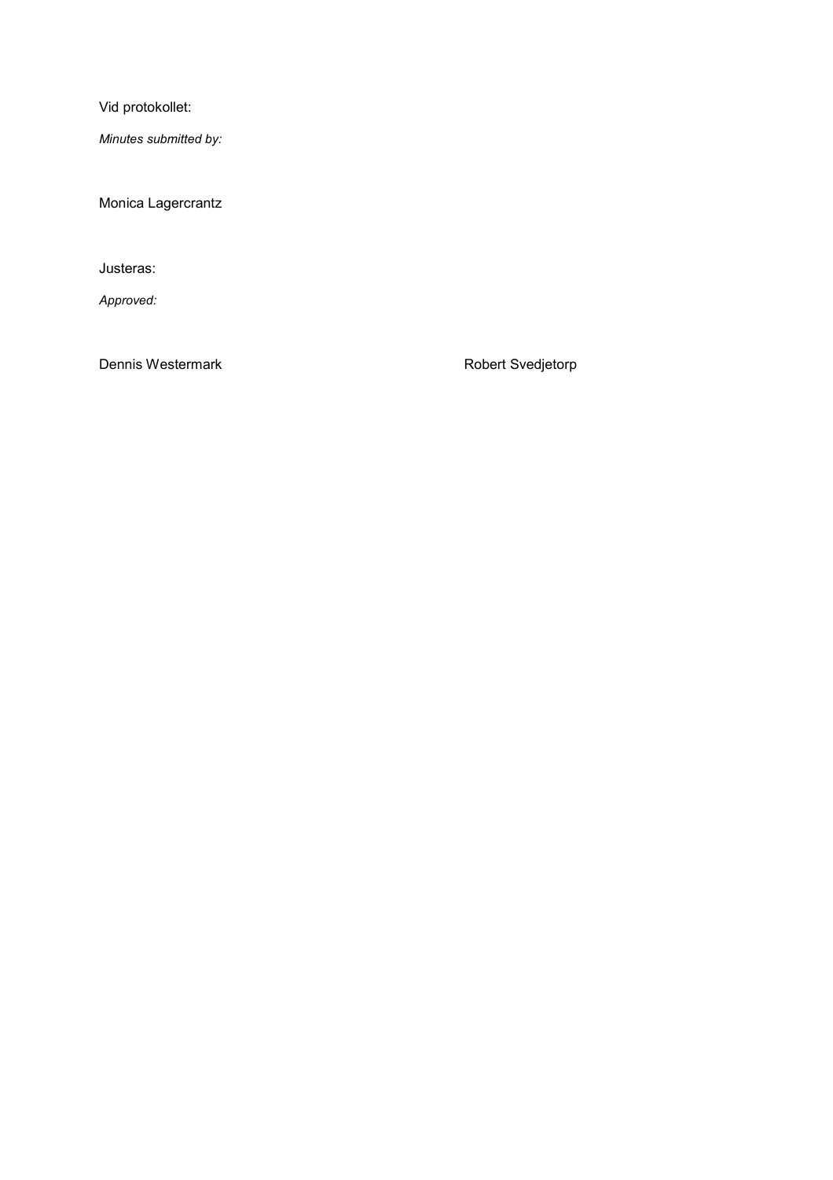Vid protokollet:

*Minutes submitted by:*

Monica Lagercrantz

Justeras:

*Approved:*

Dennis Westermark

Robert Svedjetorp